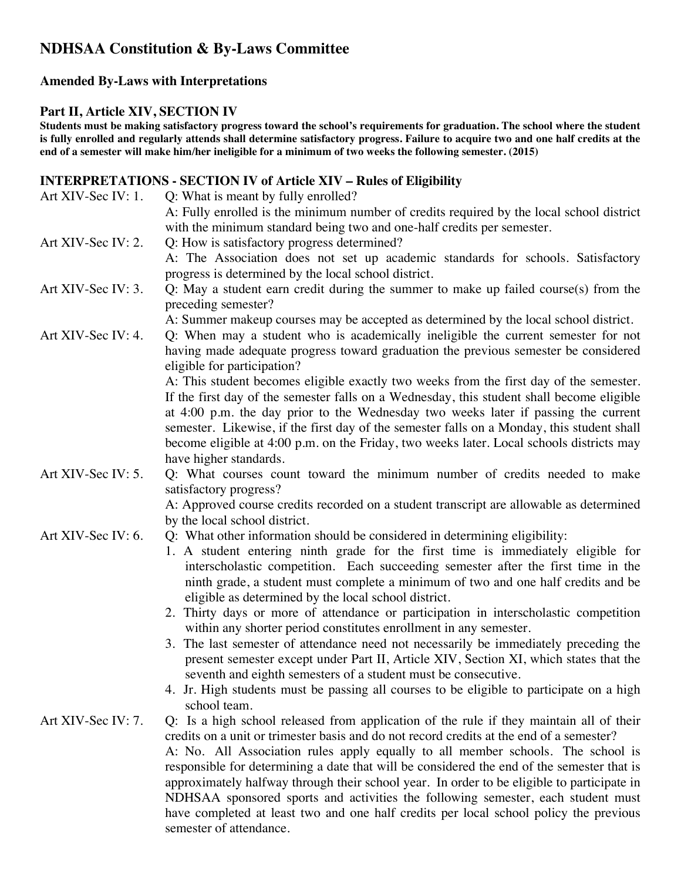# NDHSAA Constitution & By-Laws Committee

### Amended By-Laws with Interpretations

### Part II, Article XIV, SECTION IV

**Students must be making satisfactory progress toward the school's requirements for graduation. The school where the student is fully enrolled and regularly attends shall determine satisfactory progress. Failure to acquire two and one half credits at the end of a semester will make him/her ineligible for a minimum of two weeks the following semester. (2015)**

### INTERPRETATIONS - SECTION IV of Article XIV – Rules of Eligibility

Art XIV-Sec IV: 1. Q: What is meant by fully enrolled?
A: Fully enrolled is the minimum number of credits required by the local school district with the minimum standard being two and one-half credits per semester.

Art XIV-Sec IV: 2. Q: How is satisfactory progress determined?
A: The Association does not set up academic standards for schools. Satisfactory progress is determined by the local school district.

Art XIV-Sec IV: 3. Q: May a student earn credit during the summer to make up failed course(s) from the preceding semester?
A: Summer makeup courses may be accepted as determined by the local school district.

Art XIV-Sec IV: 4. Q: When may a student who is academically ineligible the current semester for not having made adequate progress toward graduation the previous semester be considered eligible for participation?
A: This student becomes eligible exactly two weeks from the first day of the semester. If the first day of the semester falls on a Wednesday, this student shall become eligible at 4:00 p.m. the day prior to the Wednesday two weeks later if passing the current semester. Likewise, if the first day of the semester falls on a Monday, this student shall become eligible at 4:00 p.m. on the Friday, two weeks later. Local schools districts may have higher standards.

Art XIV-Sec IV: 5. Q: What courses count toward the minimum number of credits needed to make satisfactory progress?
A: Approved course credits recorded on a student transcript are allowable as determined by the local school district.

Art XIV-Sec IV: 6. Q: What other information should be considered in determining eligibility:

1. A student entering ninth grade for the first time is immediately eligible for interscholastic competition. Each succeeding semester after the first time in the ninth grade, a student must complete a minimum of two and one half credits and be eligible as determined by the local school district.
2. Thirty days or more of attendance or participation in interscholastic competition within any shorter period constitutes enrollment in any semester.
3. The last semester of attendance need not necessarily be immediately preceding the present semester except under Part II, Article XIV, Section XI, which states that the seventh and eighth semesters of a student must be consecutive.
4. Jr. High students must be passing all courses to be eligible to participate on a high school team.

Art XIV-Sec IV: 7. Q: Is a high school released from application of the rule if they maintain all of their credits on a unit or trimester basis and do not record credits at the end of a semester?
A: No. All Association rules apply equally to all member schools. The school is responsible for determining a date that will be considered the end of the semester that is approximately halfway through their school year. In order to be eligible to participate in NDHSAA sponsored sports and activities the following semester, each student must have completed at least two and one half credits per local school policy the previous semester of attendance.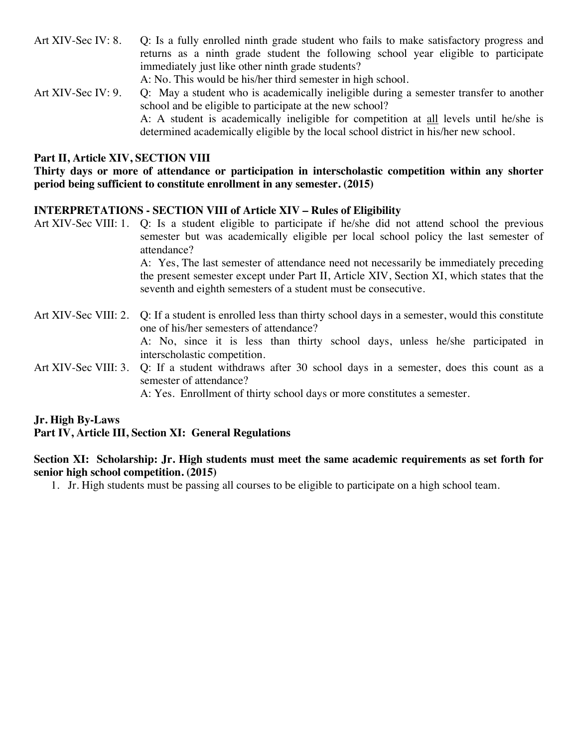Art XIV-Sec IV: 8. Q: Is a fully enrolled ninth grade student who fails to make satisfactory progress and returns as a ninth grade student the following school year eligible to participate immediately just like other ninth grade students?

A: No. This would be his/her third semester in high school.

Art XIV-Sec IV: 9. Q: May a student who is academically ineligible during a semester transfer to another school and be eligible to participate at the new school?

A: A student is academically ineligible for competition at <u>all</u> levels until he/she is determined academically eligible by the local school district in his/her new school.

**Part II, Article XIV, SECTION VIII**

**Thirty days or more of attendance or participation in interscholastic competition within any shorter period being sufficient to constitute enrollment in any semester. (2015)**

**INTERPRETATIONS - SECTION VIII of Article XIV – Rules of Eligibility**

Art XIV-Sec VIII: 1. Q: Is a student eligible to participate if he/she did not attend school the previous semester but was academically eligible per local school policy the last semester of attendance?

A: Yes, The last semester of attendance need not necessarily be immediately preceding the present semester except under Part II, Article XIV, Section XI, which states that the seventh and eighth semesters of a student must be consecutive.

Art XIV-Sec VIII: 2. Q: If a student is enrolled less than thirty school days in a semester, would this constitute one of his/her semesters of attendance?

A: No, since it is less than thirty school days, unless he/she participated in interscholastic competition.

Art XIV-Sec VIII: 3. Q: If a student withdraws after 30 school days in a semester, does this count as a semester of attendance?

A: Yes. Enrollment of thirty school days or more constitutes a semester.

**Jr. High By-Laws**

**Part IV, Article III, Section XI: General Regulations**

**Section XI: Scholarship: Jr. High students must meet the same academic requirements as set forth for senior high school competition. (2015)**

1. Jr. High students must be passing all courses to be eligible to participate on a high school team.